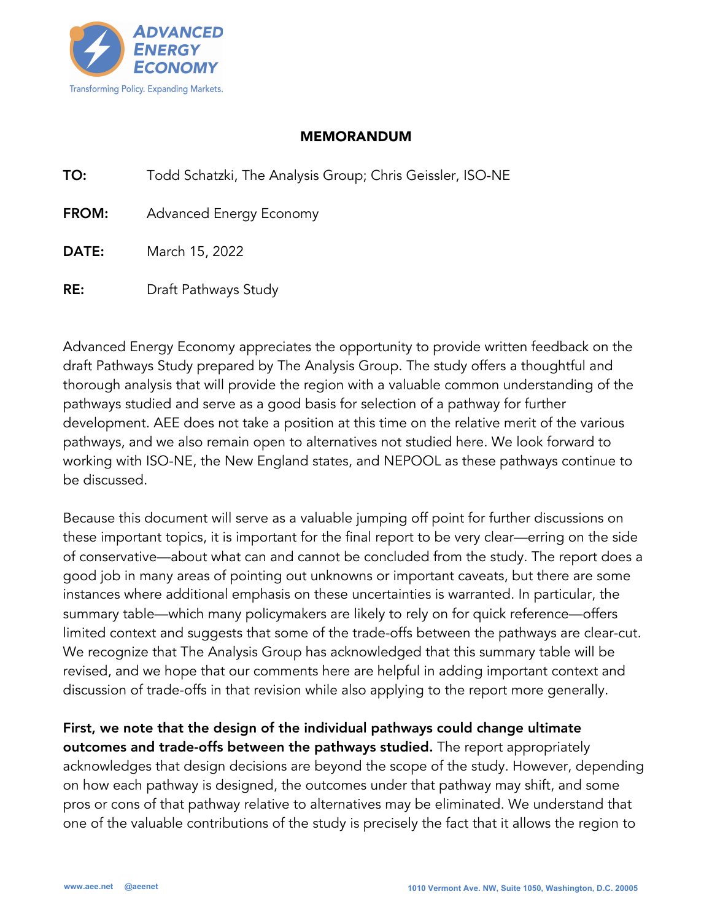**ADVANCED ENERGY ECONOMY**

Transforming Policy. Expanding Markets.

# MEMORANDUM

**TO:** Todd Schatzki, The Analysis Group; Chris Geissler, ISO-NE

**FROM:** Advanced Energy Economy

**DATE:** March 15, 2022

**RE:** Draft Pathways Study

Advanced Energy Economy appreciates the opportunity to provide written feedback on the draft Pathways Study prepared by The Analysis Group. The study offers a thoughtful and thorough analysis that will provide the region with a valuable common understanding of the pathways studied and serve as a good basis for selection of a pathway for further development. AEE does not take a position at this time on the relative merit of the various pathways, and we also remain open to alternatives not studied here. We look forward to working with ISO-NE, the New England states, and NEPOOL as these pathways continue to be discussed.

Because this document will serve as a valuable jumping off point for further discussions on these important topics, it is important for the final report to be very clear—erring on the side of conservative—about what can and cannot be concluded from the study. The report does a good job in many areas of pointing out unknowns or important caveats, but there are some instances where additional emphasis on these uncertainties is warranted. In particular, the summary table—which many policymakers are likely to rely on for quick reference—offers limited context and suggests that some of the trade-offs between the pathways are clear-cut. We recognize that The Analysis Group has acknowledged that this summary table will be revised, and we hope that our comments here are helpful in adding important context and discussion of trade-offs in that revision while also applying to the report more generally.

**First, we note that the design of the individual pathways could change ultimate outcomes and trade-offs between the pathways studied.** The report appropriately acknowledges that design decisions are beyond the scope of the study. However, depending on how each pathway is designed, the outcomes under that pathway may shift, and some pros or cons of that pathway relative to alternatives may be eliminated. We understand that one of the valuable contributions of the study is precisely the fact that it allows the region to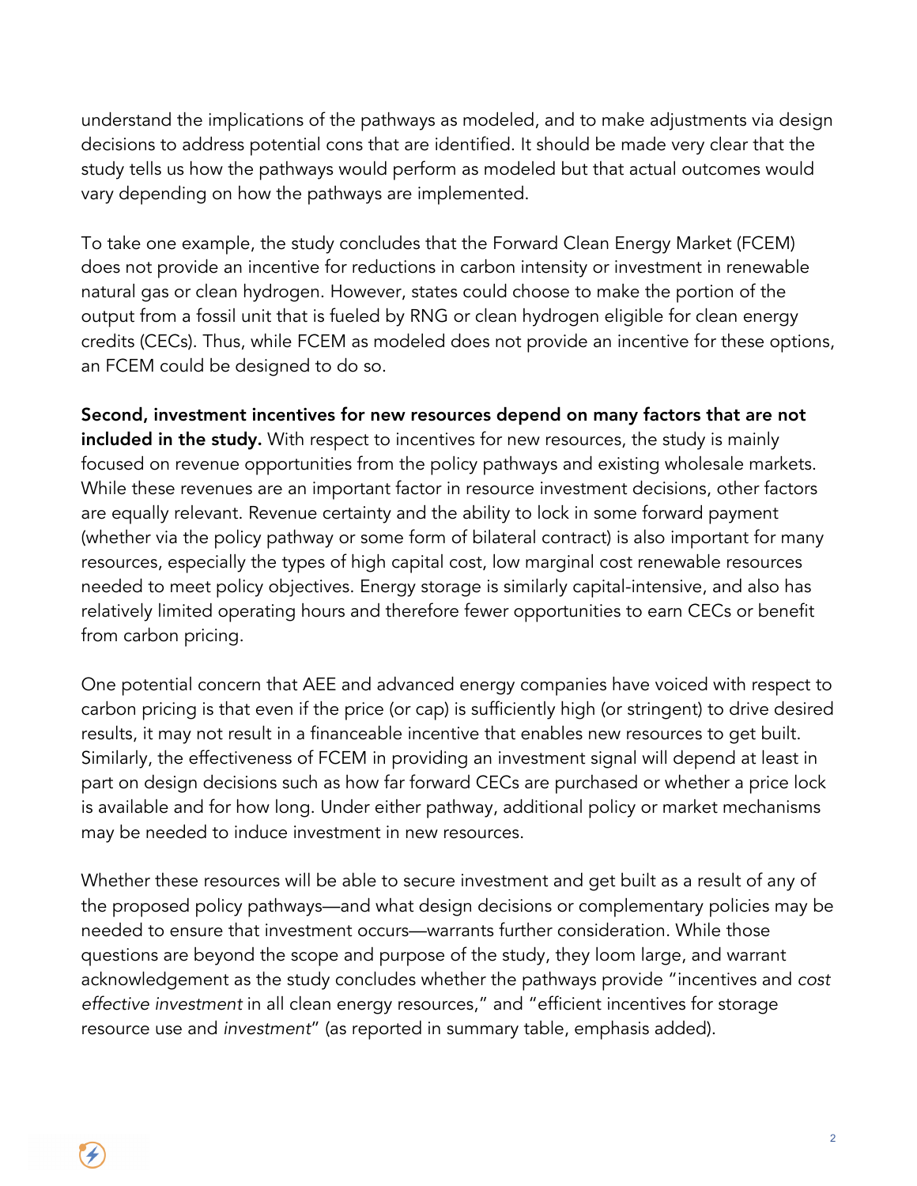understand the implications of the pathways as modeled, and to make adjustments via design decisions to address potential cons that are identified. It should be made very clear that the study tells us how the pathways would perform as modeled but that actual outcomes would vary depending on how the pathways are implemented.

To take one example, the study concludes that the Forward Clean Energy Market (FCEM) does not provide an incentive for reductions in carbon intensity or investment in renewable natural gas or clean hydrogen. However, states could choose to make the portion of the output from a fossil unit that is fueled by RNG or clean hydrogen eligible for clean energy credits (CECs). Thus, while FCEM as modeled does not provide an incentive for these options, an FCEM could be designed to do so.

**Second, investment incentives for new resources depend on many factors that are not included in the study.** With respect to incentives for new resources, the study is mainly focused on revenue opportunities from the policy pathways and existing wholesale markets. While these revenues are an important factor in resource investment decisions, other factors are equally relevant. Revenue certainty and the ability to lock in some forward payment (whether via the policy pathway or some form of bilateral contract) is also important for many resources, especially the types of high capital cost, low marginal cost renewable resources needed to meet policy objectives. Energy storage is similarly capital-intensive, and also has relatively limited operating hours and therefore fewer opportunities to earn CECs or benefit from carbon pricing.

One potential concern that AEE and advanced energy companies have voiced with respect to carbon pricing is that even if the price (or cap) is sufficiently high (or stringent) to drive desired results, it may not result in a financeable incentive that enables new resources to get built. Similarly, the effectiveness of FCEM in providing an investment signal will depend at least in part on design decisions such as how far forward CECs are purchased or whether a price lock is available and for how long. Under either pathway, additional policy or market mechanisms may be needed to induce investment in new resources.

Whether these resources will be able to secure investment and get built as a result of any of the proposed policy pathways—and what design decisions or complementary policies may be needed to ensure that investment occurs—warrants further consideration. While those questions are beyond the scope and purpose of the study, they loom large, and warrant acknowledgement as the study concludes whether the pathways provide "incentives and *cost effective investment* in all clean energy resources," and "efficient incentives for storage resource use and *investment*" (as reported in summary table, emphasis added).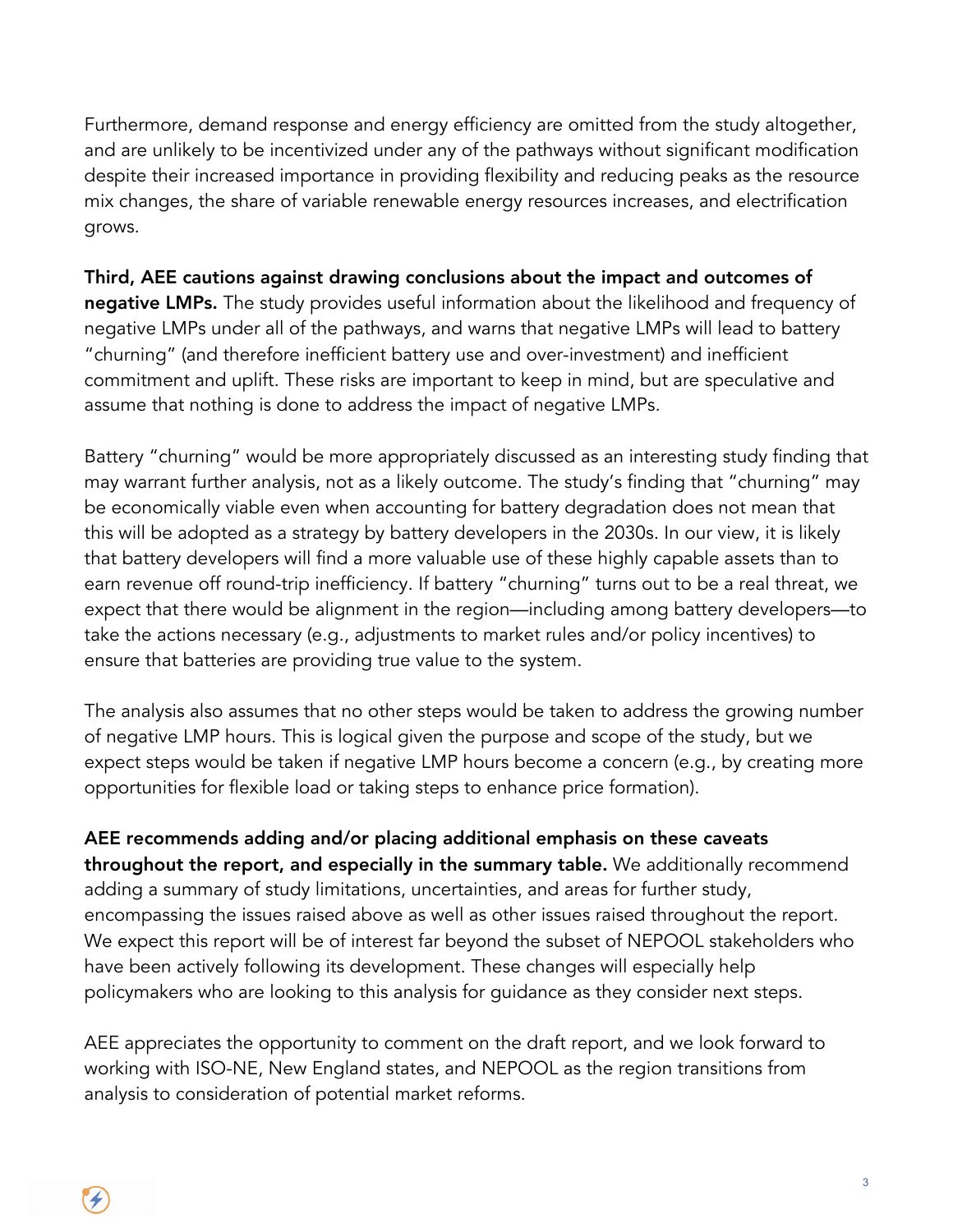Furthermore, demand response and energy efficiency are omitted from the study altogether, and are unlikely to be incentivized under any of the pathways without significant modification despite their increased importance in providing flexibility and reducing peaks as the resource mix changes, the share of variable renewable energy resources increases, and electrification grows.

**Third, AEE cautions against drawing conclusions about the impact and outcomes of negative LMPs.** The study provides useful information about the likelihood and frequency of negative LMPs under all of the pathways, and warns that negative LMPs will lead to battery "churning" (and therefore inefficient battery use and over-investment) and inefficient commitment and uplift. These risks are important to keep in mind, but are speculative and assume that nothing is done to address the impact of negative LMPs.

Battery "churning" would be more appropriately discussed as an interesting study finding that may warrant further analysis, not as a likely outcome. The study's finding that "churning" may be economically viable even when accounting for battery degradation does not mean that this will be adopted as a strategy by battery developers in the 2030s. In our view, it is likely that battery developers will find a more valuable use of these highly capable assets than to earn revenue off round-trip inefficiency. If battery "churning" turns out to be a real threat, we expect that there would be alignment in the region—including among battery developers—to take the actions necessary (e.g., adjustments to market rules and/or policy incentives) to ensure that batteries are providing true value to the system.

The analysis also assumes that no other steps would be taken to address the growing number of negative LMP hours. This is logical given the purpose and scope of the study, but we expect steps would be taken if negative LMP hours become a concern (e.g., by creating more opportunities for flexible load or taking steps to enhance price formation).

**AEE recommends adding and/or placing additional emphasis on these caveats throughout the report, and especially in the summary table.** We additionally recommend adding a summary of study limitations, uncertainties, and areas for further study, encompassing the issues raised above as well as other issues raised throughout the report. We expect this report will be of interest far beyond the subset of NEPOOL stakeholders who have been actively following its development. These changes will especially help policymakers who are looking to this analysis for guidance as they consider next steps.

AEE appreciates the opportunity to comment on the draft report, and we look forward to working with ISO-NE, New England states, and NEPOOL as the region transitions from analysis to consideration of potential market reforms.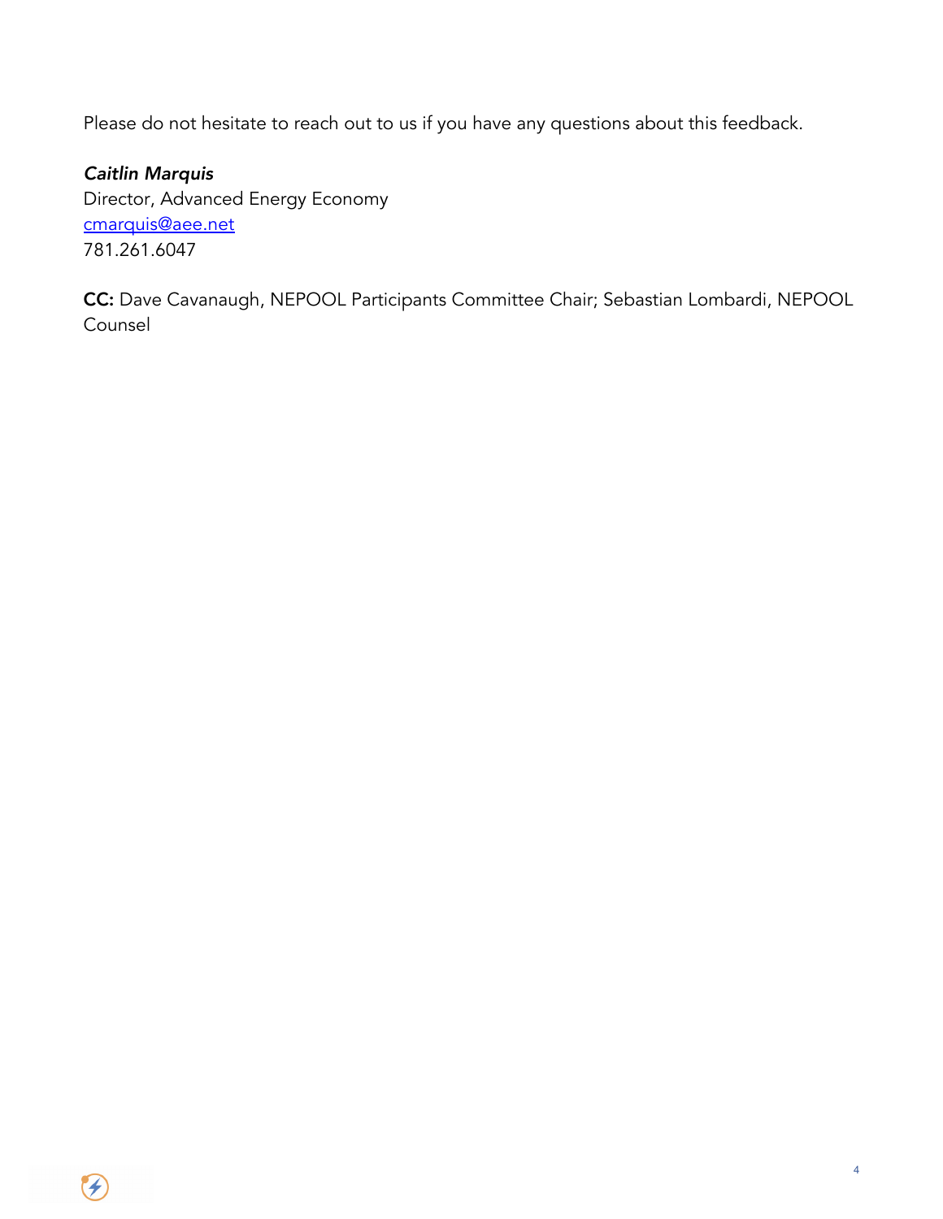Please do not hesitate to reach out to us if you have any questions about this feedback.

***Caitlin Marquis***
Director, Advanced Energy Economy
cmarquis@aee.net
781.261.6047

**CC:** Dave Cavanaugh, NEPOOL Participants Committee Chair; Sebastian Lombardi, NEPOOL Counsel